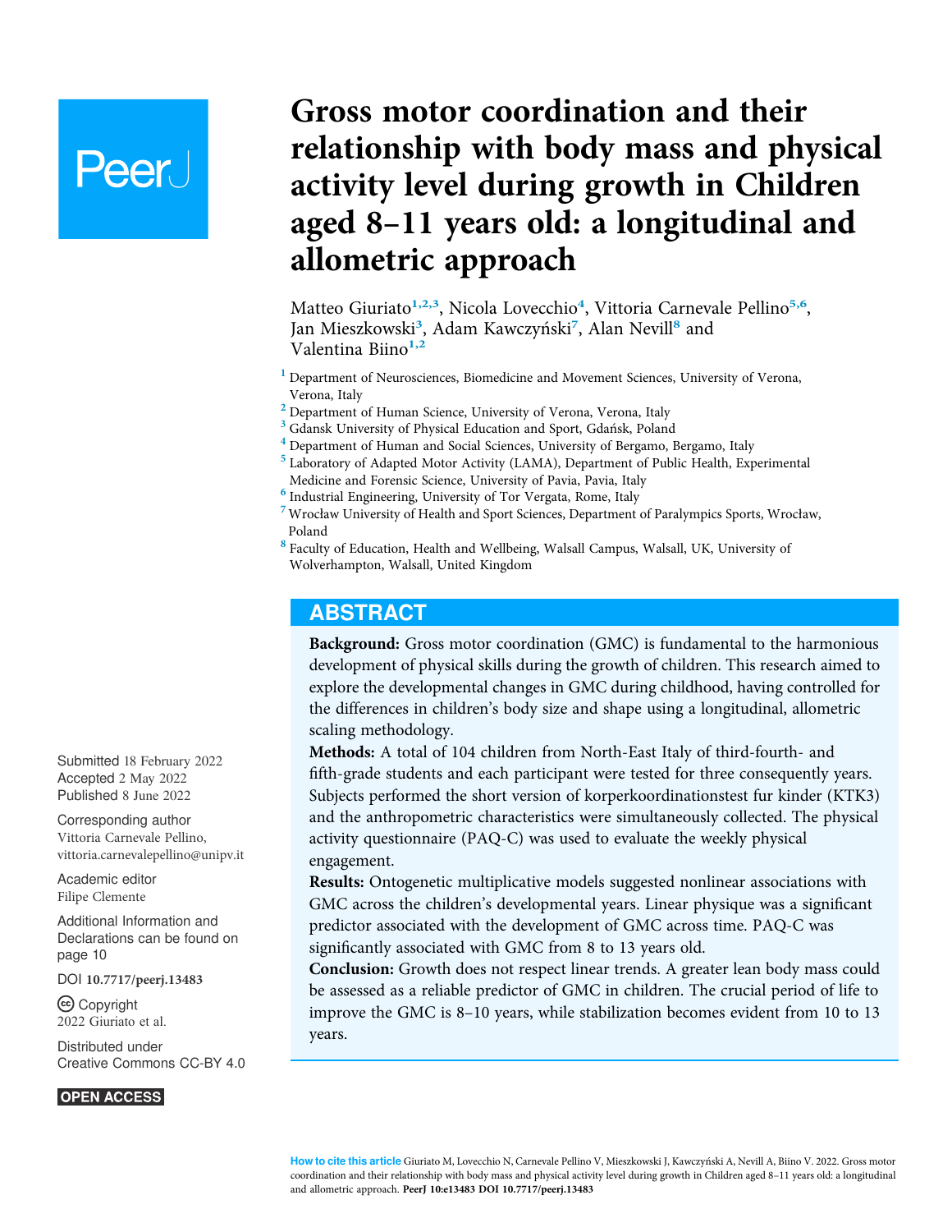# Gross motor coordination and their relationship with body mass and physical activity level during growth in Children aged 8–11 years old: a longitudinal and allometric approach

Matteo Giuriato[1,2,3], Nicola Lovecchio[4], Vittoria Carnevale Pellino[5,6], Jan Mieszkowski[3], Adam Kawczyński[7], Alan Nevill[8] and Valentina Biino[1,2]

[1] Department of Neurosciences, Biomedicine and Movement Sciences, University of Verona, Verona, Italy
[2] Department of Human Science, University of Verona, Verona, Italy
[3] Gdansk University of Physical Education and Sport, Gdańsk, Poland
[4] Department of Human and Social Sciences, University of Bergamo, Bergamo, Italy
[5] Laboratory of Adapted Motor Activity (LAMA), Department of Public Health, Experimental Medicine and Forensic Science, University of Pavia, Pavia, Italy
[6] Industrial Engineering, University of Tor Vergata, Rome, Italy
[7] Wrocław University of Health and Sport Sciences, Department of Paralympics Sports, Wrocław, Poland
[8] Faculty of Education, Health and Wellbeing, Walsall Campus, Walsall, UK, University of Wolverhampton, Walsall, United Kingdom

## ABSTRACT

**Background:** Gross motor coordination (GMC) is fundamental to the harmonious development of physical skills during the growth of children. This research aimed to explore the developmental changes in GMC during childhood, having controlled for the differences in children's body size and shape using a longitudinal, allometric scaling methodology.

**Methods:** A total of 104 children from North-East Italy of third-fourth- and fifth-grade students and each participant were tested for three consequently years. Subjects performed the short version of korperkoordinationstest fur kinder (KTK3) and the anthropometric characteristics were simultaneously collected. The physical activity questionnaire (PAQ-C) was used to evaluate the weekly physical engagement.

**Results:** Ontogenetic multiplicative models suggested nonlinear associations with GMC across the children's developmental years. Linear physique was a significant predictor associated with the development of GMC across time. PAQ-C was significantly associated with GMC from 8 to 13 years old.

**Conclusion:** Growth does not respect linear trends. A greater lean body mass could be assessed as a reliable predictor of GMC in children. The crucial period of life to improve the GMC is 8–10 years, while stabilization becomes evident from 10 to 13 years.

Submitted 18 February 2022
Accepted 2 May 2022
Published 8 June 2022

Corresponding author
Vittoria Carnevale Pellino, vittoria.carnevalepellino@unipv.it

Academic editor
Filipe Clemente

Additional Information and Declarations can be found on page 10

DOI 10.7717/peerj.13483

Copyright
2022 Giuriato et al.

Distributed under
Creative Commons CC-BY 4.0

OPEN ACCESS

**How to cite this article** Giuriato M, Lovecchio N, Carnevale Pellino V, Mieszkowski J, Kawczyński A, Nevill A, Biino V. 2022. Gross motor coordination and their relationship with body mass and physical activity level during growth in Children aged 8–11 years old: a longitudinal and allometric approach. PeerJ 10:e13483 DOI 10.7717/peerj.13483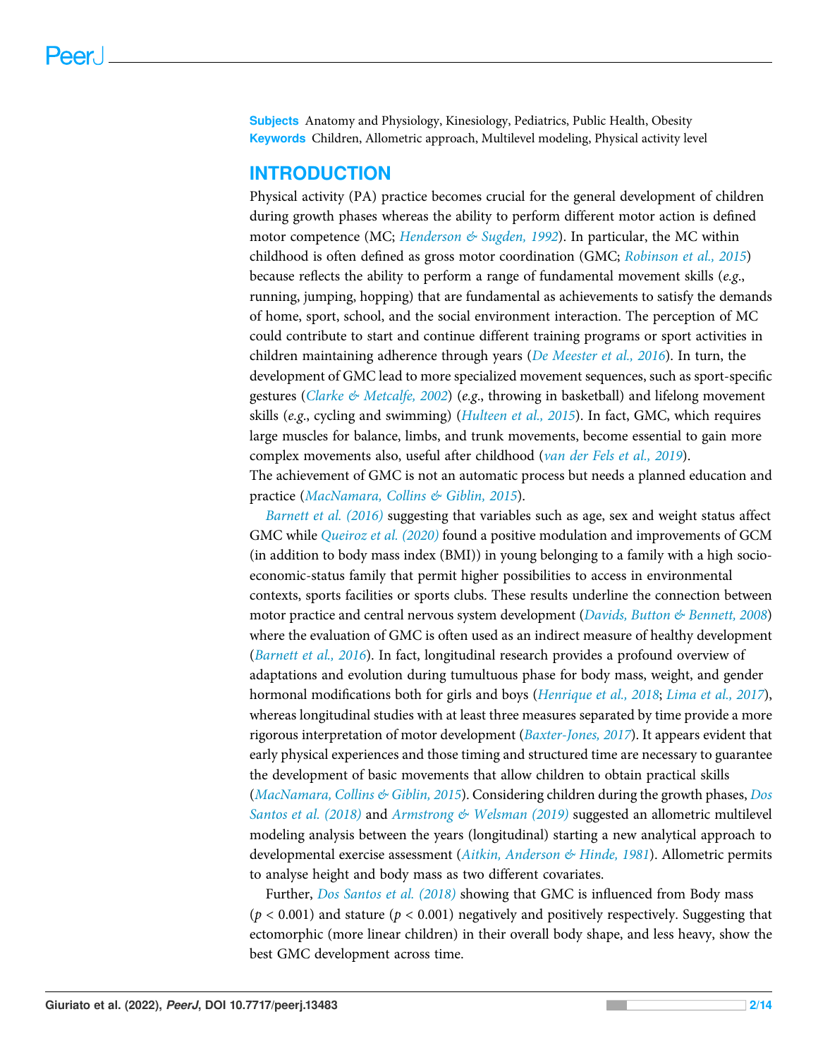**Subjects** Anatomy and Physiology, Kinesiology, Pediatrics, Public Health, Obesity
**Keywords** Children, Allometric approach, Multilevel modeling, Physical activity level

## INTRODUCTION

Physical activity (PA) practice becomes crucial for the general development of children during growth phases whereas the ability to perform different motor action is defined motor competence (MC; *Henderson & Sugden, 1992*). In particular, the MC within childhood is often defined as gross motor coordination (GMC; *Robinson et al., 2015*) because reflects the ability to perform a range of fundamental movement skills (*e.g.*, running, jumping, hopping) that are fundamental as achievements to satisfy the demands of home, sport, school, and the social environment interaction. The perception of MC could contribute to start and continue different training programs or sport activities in children maintaining adherence through years (*De Meester et al., 2016*). In turn, the development of GMC lead to more specialized movement sequences, such as sport-specific gestures (*Clarke & Metcalfe, 2002*) (*e.g.*, throwing in basketball) and lifelong movement skills (*e.g.*, cycling and swimming) (*Hulteen et al., 2015*). In fact, GMC, which requires large muscles for balance, limbs, and trunk movements, become essential to gain more complex movements also, useful after childhood (*van der Fels et al., 2019*).
The achievement of GMC is not an automatic process but needs a planned education and practice (*MacNamara, Collins & Giblin, 2015*).

*Barnett et al. (2016)* suggesting that variables such as age, sex and weight status affect GMC while *Queiroz et al. (2020)* found a positive modulation and improvements of GCM (in addition to body mass index (BMI)) in young belonging to a family with a high socio-economic-status family that permit higher possibilities to access in environmental contexts, sports facilities or sports clubs. These results underline the connection between motor practice and central nervous system development (*Davids, Button & Bennett, 2008*) where the evaluation of GMC is often used as an indirect measure of healthy development (*Barnett et al., 2016*). In fact, longitudinal research provides a profound overview of adaptations and evolution during tumultuous phase for body mass, weight, and gender hormonal modifications both for girls and boys (*Henrique et al., 2018*; *Lima et al., 2017*), whereas longitudinal studies with at least three measures separated by time provide a more rigorous interpretation of motor development (*Baxter-Jones, 2017*). It appears evident that early physical experiences and those timing and structured time are necessary to guarantee the development of basic movements that allow children to obtain practical skills (*MacNamara, Collins & Giblin, 2015*). Considering children during the growth phases, *Dos Santos et al. (2018)* and *Armstrong & Welsman (2019)* suggested an allometric multilevel modeling analysis between the years (longitudinal) starting a new analytical approach to developmental exercise assessment (*Aitkin, Anderson & Hinde, 1981*). Allometric permits to analyse height and body mass as two different covariates.

Further, *Dos Santos et al. (2018)* showing that GMC is influenced from Body mass ($p < 0.001$) and stature ($p < 0.001$) negatively and positively respectively. Suggesting that ectomorphic (more linear children) in their overall body shape, and less heavy, show the best GMC development across time.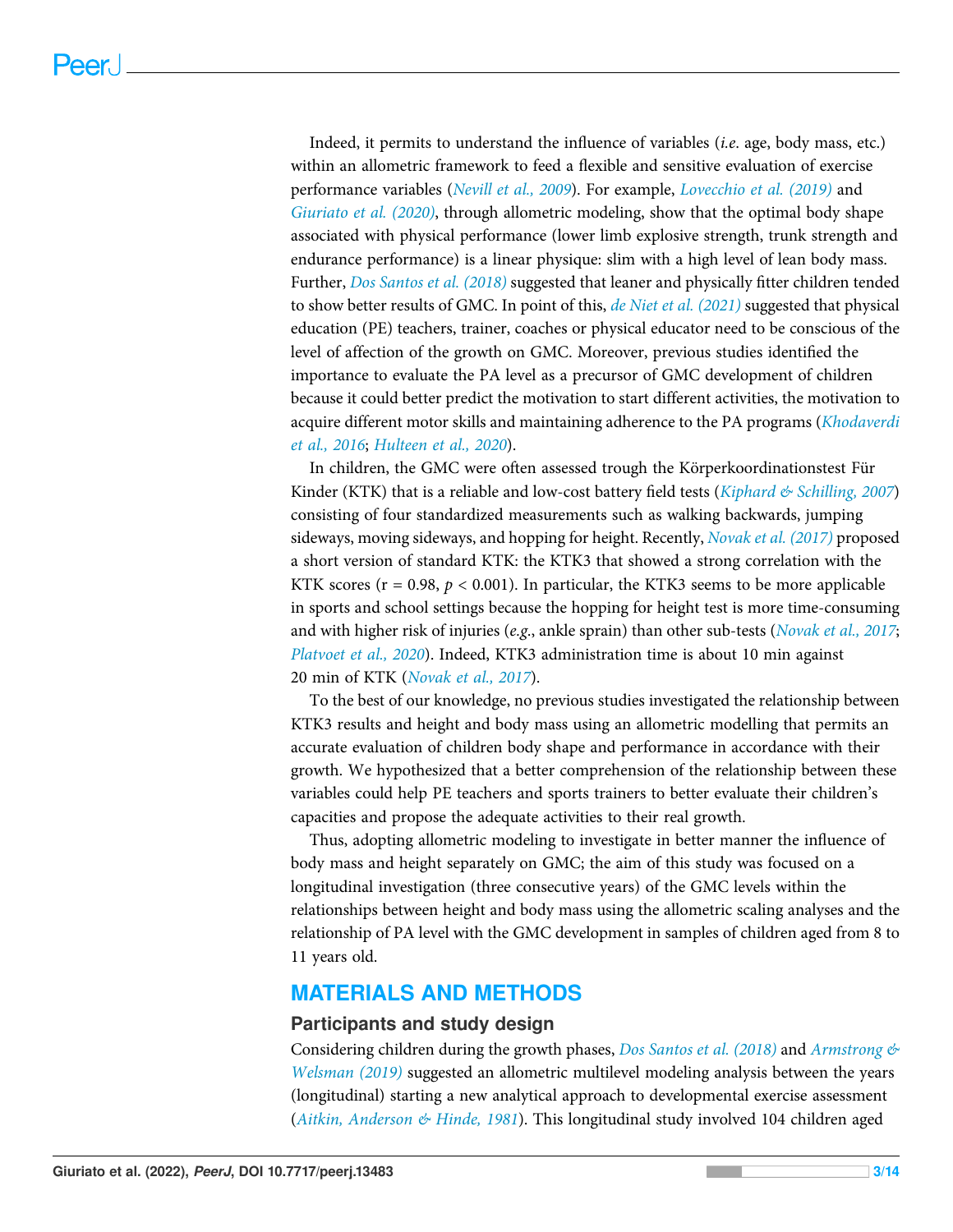Indeed, it permits to understand the influence of variables (*i.e.* age, body mass, etc.) within an allometric framework to feed a flexible and sensitive evaluation of exercise performance variables (*Nevill et al., 2009*). For example, *Lovecchio et al. (2019)* and *Giuriato et al. (2020)*, through allometric modeling, show that the optimal body shape associated with physical performance (lower limb explosive strength, trunk strength and endurance performance) is a linear physique: slim with a high level of lean body mass. Further, *Dos Santos et al. (2018)* suggested that leaner and physically fitter children tended to show better results of GMC. In point of this, *de Niet et al. (2021)* suggested that physical education (PE) teachers, trainer, coaches or physical educator need to be conscious of the level of affection of the growth on GMC. Moreover, previous studies identified the importance to evaluate the PA level as a precursor of GMC development of children because it could better predict the motivation to start different activities, the motivation to acquire different motor skills and maintaining adherence to the PA programs (*Khodaverdi et al., 2016*; *Hulteen et al., 2020*).

In children, the GMC were often assessed trough the Körperkoordinationstest Für Kinder (KTK) that is a reliable and low-cost battery field tests (*Kiphard & Schilling, 2007*) consisting of four standardized measurements such as walking backwards, jumping sideways, moving sideways, and hopping for height. Recently, *Novak et al. (2017)* proposed a short version of standard KTK: the KTK3 that showed a strong correlation with the KTK scores (r = 0.98, $p < 0.001$). In particular, the KTK3 seems to be more applicable in sports and school settings because the hopping for height test is more time-consuming and with higher risk of injuries (*e.g.*, ankle sprain) than other sub-tests (*Novak et al., 2017*; *Platvoet et al., 2020*). Indeed, KTK3 administration time is about 10 min against 20 min of KTK (*Novak et al., 2017*).

To the best of our knowledge, no previous studies investigated the relationship between KTK3 results and height and body mass using an allometric modelling that permits an accurate evaluation of children body shape and performance in accordance with their growth. We hypothesized that a better comprehension of the relationship between these variables could help PE teachers and sports trainers to better evaluate their children's capacities and propose the adequate activities to their real growth.

Thus, adopting allometric modeling to investigate in better manner the influence of body mass and height separately on GMC; the aim of this study was focused on a longitudinal investigation (three consecutive years) of the GMC levels within the relationships between height and body mass using the allometric scaling analyses and the relationship of PA level with the GMC development in samples of children aged from 8 to 11 years old.

## MATERIALS AND METHODS

### Participants and study design

Considering children during the growth phases, *Dos Santos et al. (2018)* and *Armstrong & Welsman (2019)* suggested an allometric multilevel modeling analysis between the years (longitudinal) starting a new analytical approach to developmental exercise assessment (*Aitkin, Anderson & Hinde, 1981*). This longitudinal study involved 104 children aged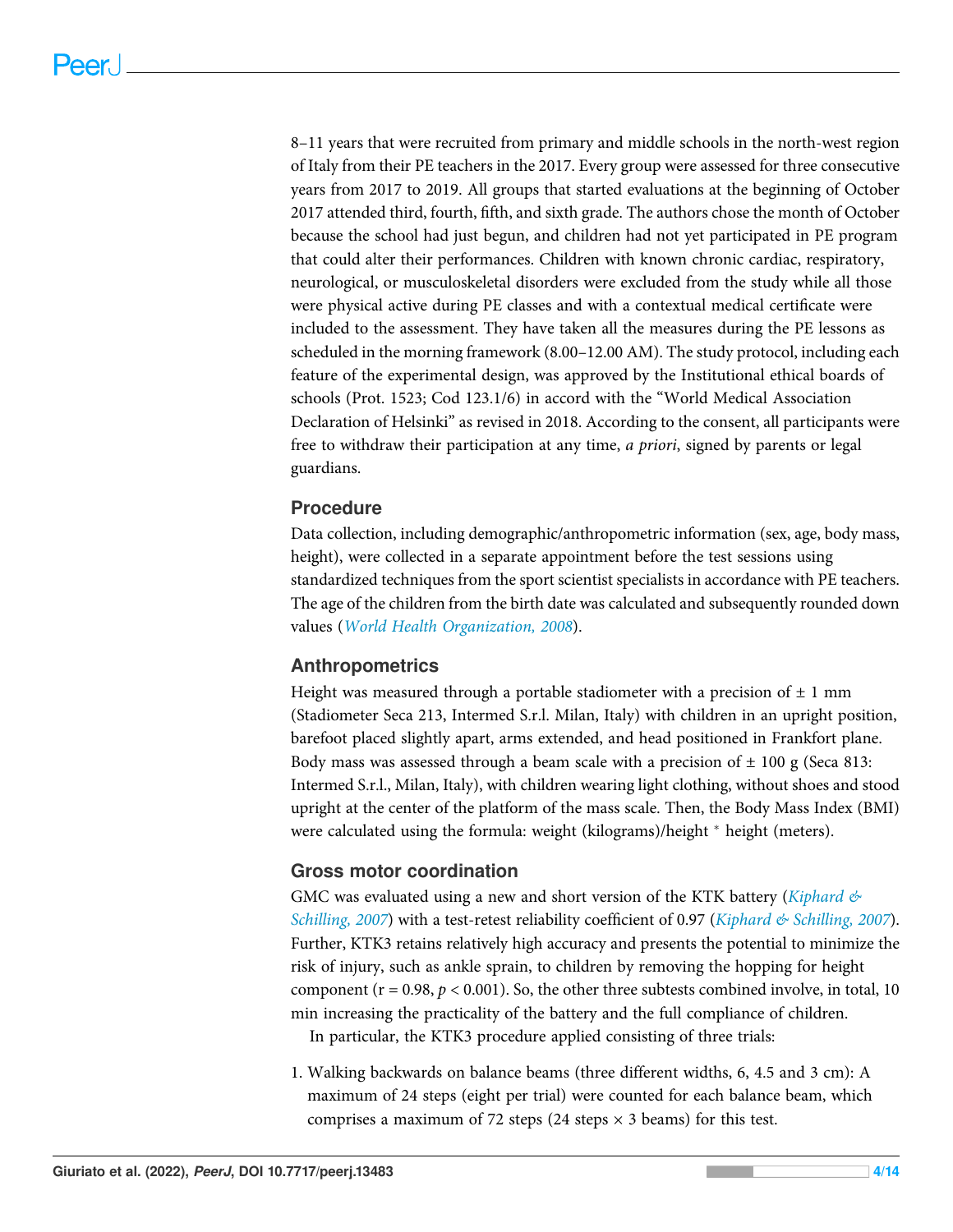8–11 years that were recruited from primary and middle schools in the north-west region of Italy from their PE teachers in the 2017. Every group were assessed for three consecutive years from 2017 to 2019. All groups that started evaluations at the beginning of October 2017 attended third, fourth, fifth, and sixth grade. The authors chose the month of October because the school had just begun, and children had not yet participated in PE program that could alter their performances. Children with known chronic cardiac, respiratory, neurological, or musculoskeletal disorders were excluded from the study while all those were physical active during PE classes and with a contextual medical certificate were included to the assessment. They have taken all the measures during the PE lessons as scheduled in the morning framework (8.00–12.00 AM). The study protocol, including each feature of the experimental design, was approved by the Institutional ethical boards of schools (Prot. 1523; Cod 123.1/6) in accord with the "World Medical Association Declaration of Helsinki" as revised in 2018. According to the consent, all participants were free to withdraw their participation at any time, *a priori*, signed by parents or legal guardians.

## Procedure

Data collection, including demographic/anthropometric information (sex, age, body mass, height), were collected in a separate appointment before the test sessions using standardized techniques from the sport scientist specialists in accordance with PE teachers. The age of the children from the birth date was calculated and subsequently rounded down values (*World Health Organization, 2008*).

## Anthropometrics

Height was measured through a portable stadiometer with a precision of ± 1 mm (Stadiometer Seca 213, Intermed S.r.l. Milan, Italy) with children in an upright position, barefoot placed slightly apart, arms extended, and head positioned in Frankfort plane. Body mass was assessed through a beam scale with a precision of ± 100 g (Seca 813: Intermed S.r.l., Milan, Italy), with children wearing light clothing, without shoes and stood upright at the center of the platform of the mass scale. Then, the Body Mass Index (BMI) were calculated using the formula: weight (kilograms)/height * height (meters).

## Gross motor coordination

GMC was evaluated using a new and short version of the KTK battery (*Kiphard & Schilling, 2007*) with a test-retest reliability coefficient of 0.97 (*Kiphard & Schilling, 2007*). Further, KTK3 retains relatively high accuracy and presents the potential to minimize the risk of injury, such as ankle sprain, to children by removing the hopping for height component ($r = 0.98$, $p < 0.001$). So, the other three subtests combined involve, in total, 10 min increasing the practicality of the battery and the full compliance of children.

In particular, the KTK3 procedure applied consisting of three trials:

1. Walking backwards on balance beams (three different widths, 6, 4.5 and 3 cm): A maximum of 24 steps (eight per trial) were counted for each balance beam, which comprises a maximum of 72 steps (24 steps × 3 beams) for this test.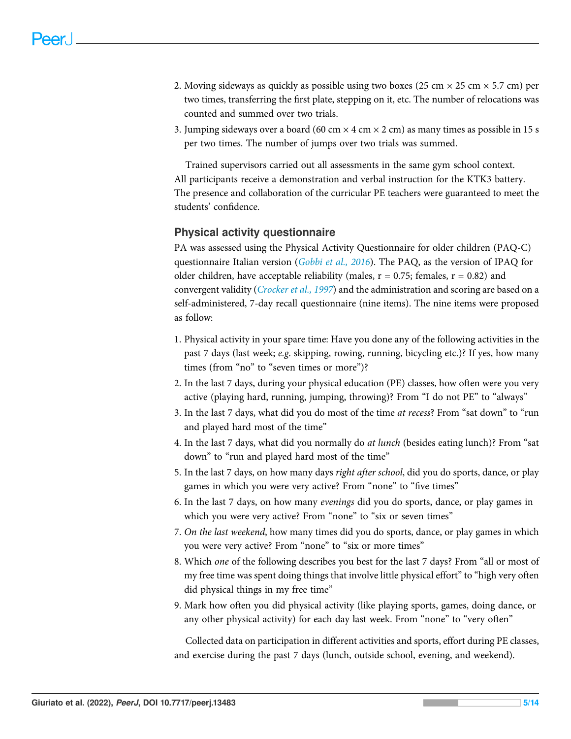2. Moving sideways as quickly as possible using two boxes (25 cm × 25 cm × 5.7 cm) per two times, transferring the first plate, stepping on it, etc. The number of relocations was counted and summed over two trials.
3. Jumping sideways over a board (60 cm × 4 cm × 2 cm) as many times as possible in 15 s per two times. The number of jumps over two trials was summed.

Trained supervisors carried out all assessments in the same gym school context. All participants receive a demonstration and verbal instruction for the KTK3 battery. The presence and collaboration of the curricular PE teachers were guaranteed to meet the students' confidence.

## Physical activity questionnaire

PA was assessed using the Physical Activity Questionnaire for older children (PAQ-C) questionnaire Italian version (*Gobbi et al., 2016*). The PAQ, as the version of IPAQ for older children, have acceptable reliability (males, r = 0.75; females, r = 0.82) and convergent validity (*Crocker et al., 1997*) and the administration and scoring are based on a self-administered, 7-day recall questionnaire (nine items). The nine items were proposed as follow:

1. Physical activity in your spare time: Have you done any of the following activities in the past 7 days (last week; *e.g.* skipping, rowing, running, bicycling etc.)? If yes, how many times (from "no" to "seven times or more")?
2. In the last 7 days, during your physical education (PE) classes, how often were you very active (playing hard, running, jumping, throwing)? From "I do not PE" to "always"
3. In the last 7 days, what did you do most of the time *at recess*? From "sat down" to "run and played hard most of the time"
4. In the last 7 days, what did you normally do *at lunch* (besides eating lunch)? From "sat down" to "run and played hard most of the time"
5. In the last 7 days, on how many days *right after school*, did you do sports, dance, or play games in which you were very active? From "none" to "five times"
6. In the last 7 days, on how many *evenings* did you do sports, dance, or play games in which you were very active? From "none" to "six or seven times"
7. *On the last weekend*, how many times did you do sports, dance, or play games in which you were very active? From "none" to "six or more times"
8. Which *one* of the following describes you best for the last 7 days? From "all or most of my free time was spent doing things that involve little physical effort" to "high very often did physical things in my free time"
9. Mark how often you did physical activity (like playing sports, games, doing dance, or any other physical activity) for each day last week. From "none" to "very often"

Collected data on participation in different activities and sports, effort during PE classes, and exercise during the past 7 days (lunch, outside school, evening, and weekend).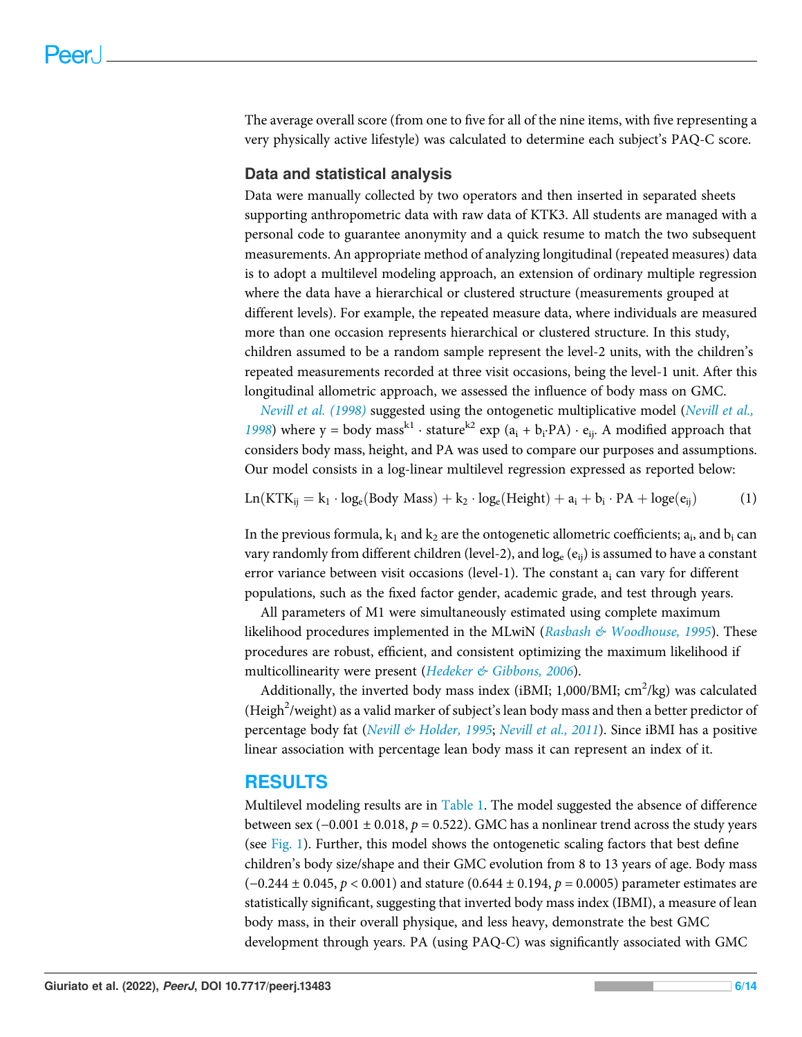The average overall score (from one to five for all of the nine items, with five representing a very physically active lifestyle) was calculated to determine each subject's PAQ-C score.

### Data and statistical analysis

Data were manually collected by two operators and then inserted in separated sheets supporting anthropometric data with raw data of KTK3. All students are managed with a personal code to guarantee anonymity and a quick resume to match the two subsequent measurements. An appropriate method of analyzing longitudinal (repeated measures) data is to adopt a multilevel modeling approach, an extension of ordinary multiple regression where the data have a hierarchical or clustered structure (measurements grouped at different levels). For example, the repeated measure data, where individuals are measured more than one occasion represents hierarchical or clustered structure. In this study, children assumed to be a random sample represent the level-2 units, with the children's repeated measurements recorded at three visit occasions, being the level-1 unit. After this longitudinal allometric approach, we assessed the influence of body mass on GMC.

*Nevill et al. (1998)* suggested using the ontogenetic multiplicative model (*Nevill et al., 1998*) where y = body mass$^{k1}$ · stature$^{k2}$ exp ($a_i$ + $b_i$·PA) · $e_{ij}$. A modified approach that considers body mass, height, and PA was used to compare our purposes and assumptions. Our model consists in a log-linear multilevel regression expressed as reported below:

$$\mathrm{Ln}(\mathrm{KTK}_{ij} = k_1 \cdot \log_e(\text{Body Mass}) + k_2 \cdot \log_e(\text{Height}) + a_i + b_i \cdot \mathrm{PA} + \mathrm{loge}(e_{ij}) \qquad (1)$$

In the previous formula, $k_1$ and $k_2$ are the ontogenetic allometric coefficients; $a_i$, and $b_i$ can vary randomly from different children (level-2), and $\log_e(e_{ij})$ is assumed to have a constant error variance between visit occasions (level-1). The constant $a_i$ can vary for different populations, such as the fixed factor gender, academic grade, and test through years.

All parameters of M1 were simultaneously estimated using complete maximum likelihood procedures implemented in the MLwiN (*Rasbash & Woodhouse, 1995*). These procedures are robust, efficient, and consistent optimizing the maximum likelihood if multicollinearity were present (*Hedeker & Gibbons, 2006*).

Additionally, the inverted body mass index (iBMI; 1,000/BMI; cm$^2$/kg) was calculated (Heigh$^2$/weight) as a valid marker of subject's lean body mass and then a better predictor of percentage body fat (*Nevill & Holder, 1995*; *Nevill et al., 2011*). Since iBMI has a positive linear association with percentage lean body mass it can represent an index of it.

## RESULTS

Multilevel modeling results are in Table 1. The model suggested the absence of difference between sex (−0.001 ± 0.018, $p$ = 0.522). GMC has a nonlinear trend across the study years (see Fig. 1). Further, this model shows the ontogenetic scaling factors that best define children's body size/shape and their GMC evolution from 8 to 13 years of age. Body mass (−0.244 ± 0.045, $p$ < 0.001) and stature (0.644 ± 0.194, $p$ = 0.0005) parameter estimates are statistically significant, suggesting that inverted body mass index (IBMI), a measure of lean body mass, in their overall physique, and less heavy, demonstrate the best GMC development through years. PA (using PAQ-C) was significantly associated with GMC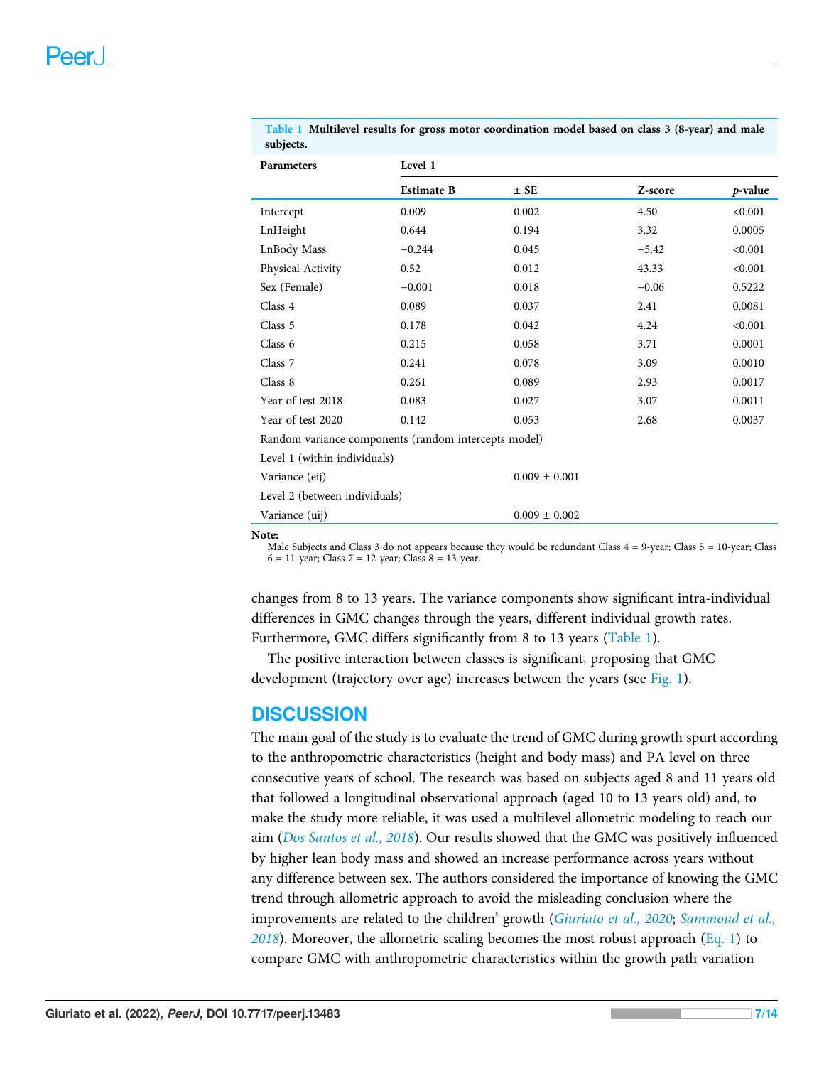**Table 1** **Multilevel results for gross motor coordination model based on class 3 (8-year) and male subjects.**

| Parameters | Level 1 | | | |
|---|---|---|---|---|
| | **Estimate B** | **± SE** | **Z-score** | ***p*-value** |
| Intercept | 0.009 | 0.002 | 4.50 | <0.001 |
| LnHeight | 0.644 | 0.194 | 3.32 | 0.0005 |
| LnBody Mass | −0.244 | 0.045 | −5.42 | <0.001 |
| Physical Activity | 0.52 | 0.012 | 43.33 | <0.001 |
| Sex (Female) | −0.001 | 0.018 | −0.06 | 0.5222 |
| Class 4 | 0.089 | 0.037 | 2.41 | 0.0081 |
| Class 5 | 0.178 | 0.042 | 4.24 | <0.001 |
| Class 6 | 0.215 | 0.058 | 3.71 | 0.0001 |
| Class 7 | 0.241 | 0.078 | 3.09 | 0.0010 |
| Class 8 | 0.261 | 0.089 | 2.93 | 0.0017 |
| Year of test 2018 | 0.083 | 0.027 | 3.07 | 0.0011 |
| Year of test 2020 | 0.142 | 0.053 | 2.68 | 0.0037 |
| Random variance components (random intercepts model) | | | | |
| Level 1 (within individuals) | | | | |
| Variance (eij) | | 0.009 ± 0.001 | | |
| Level 2 (between individuals) | | | | |
| Variance (uij) | | 0.009 ± 0.002 | | |

**Note:**
Male Subjects and Class 3 do not appears because they would be redundant Class 4 = 9-year; Class 5 = 10-year; Class 6 = 11-year; Class 7 = 12-year; Class 8 = 13-year.

changes from 8 to 13 years. The variance components show significant intra-individual differences in GMC changes through the years, different individual growth rates. Furthermore, GMC differs significantly from 8 to 13 years (Table 1).

The positive interaction between classes is significant, proposing that GMC development (trajectory over age) increases between the years (see Fig. 1).

## DISCUSSION

The main goal of the study is to evaluate the trend of GMC during growth spurt according to the anthropometric characteristics (height and body mass) and PA level on three consecutive years of school. The research was based on subjects aged 8 and 11 years old that followed a longitudinal observational approach (aged 10 to 13 years old) and, to make the study more reliable, it was used a multilevel allometric modeling to reach our aim (*Dos Santos et al., 2018*). Our results showed that the GMC was positively influenced by higher lean body mass and showed an increase performance across years without any difference between sex. The authors considered the importance of knowing the GMC trend through allometric approach to avoid the misleading conclusion where the improvements are related to the children' growth (*Giuriato et al., 2020*; *Sammoud et al., 2018*). Moreover, the allometric scaling becomes the most robust approach (Eq. 1) to compare GMC with anthropometric characteristics within the growth path variation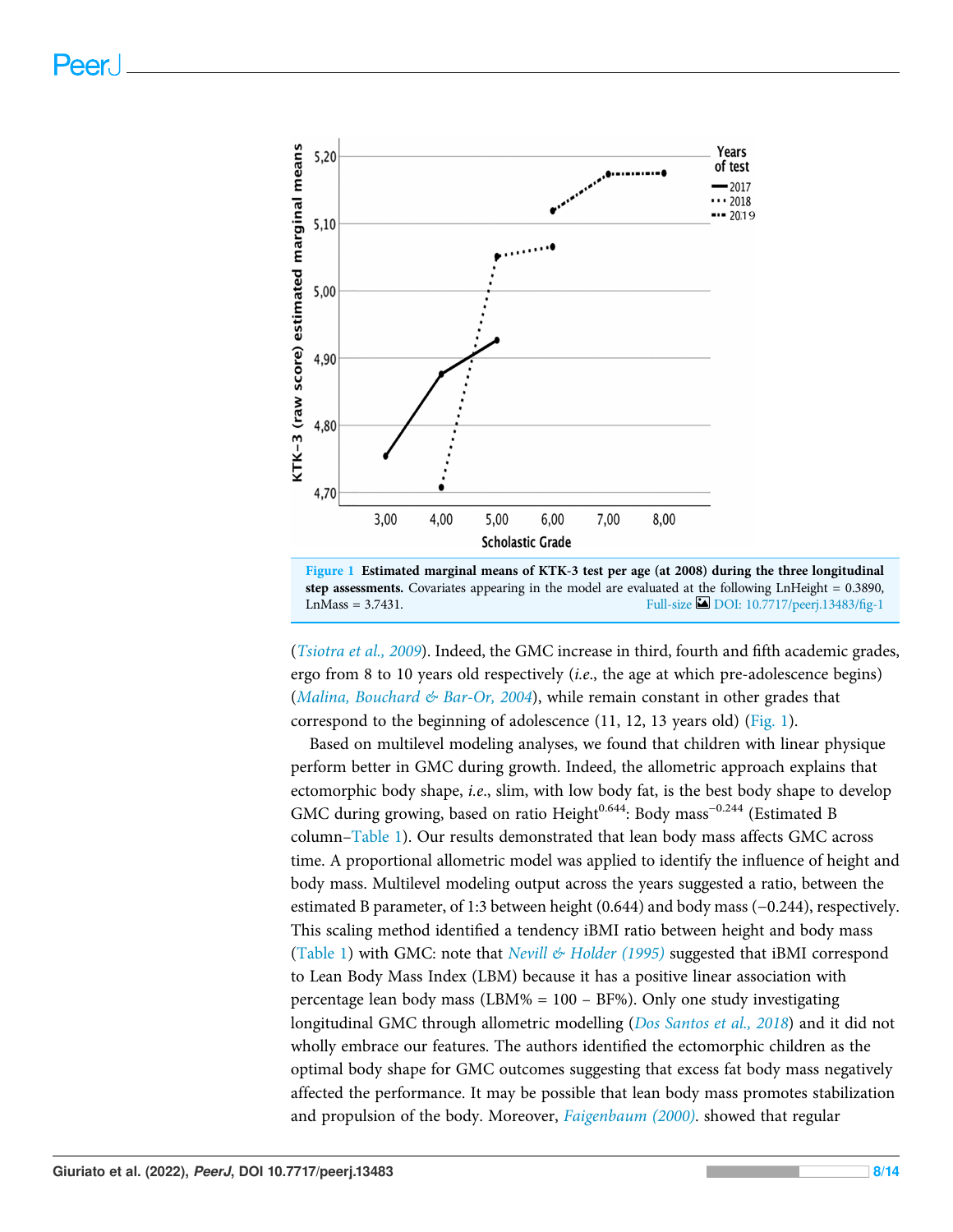Figure 1 **Estimated marginal means of KTK-3 test per age (at 2008) during the three longitudinal step assessments.** Covariates appearing in the model are evaluated at the following LnHeight = 0.3890, LnMass = 3.7431. Full-size DOI: 10.7717/peerj.13483/fig-1

(*Tsiotra et al., 2009*). Indeed, the GMC increase in third, fourth and fifth academic grades, ergo from 8 to 10 years old respectively (*i.e.*, the age at which pre-adolescence begins) (*Malina, Bouchard & Bar-Or, 2004*), while remain constant in other grades that correspond to the beginning of adolescence (11, 12, 13 years old) (Fig. 1).

Based on multilevel modeling analyses, we found that children with linear physique perform better in GMC during growth. Indeed, the allometric approach explains that ectomorphic body shape, *i.e.*, slim, with low body fat, is the best body shape to develop GMC during growing, based on ratio $\text{Height}^{0.644}$: $\text{Body mass}^{-0.244}$ (Estimated B column–Table 1). Our results demonstrated that lean body mass affects GMC across time. A proportional allometric model was applied to identify the influence of height and body mass. Multilevel modeling output across the years suggested a ratio, between the estimated B parameter, of 1:3 between height (0.644) and body mass (−0.244), respectively. This scaling method identified a tendency iBMI ratio between height and body mass (Table 1) with GMC: note that *Nevill & Holder (1995)* suggested that iBMI correspond to Lean Body Mass Index (LBM) because it has a positive linear association with percentage lean body mass (LBM% = 100 − BF%). Only one study investigating longitudinal GMC through allometric modelling (*Dos Santos et al., 2018*) and it did not wholly embrace our features. The authors identified the ectomorphic children as the optimal body shape for GMC outcomes suggesting that excess fat body mass negatively affected the performance. It may be possible that lean body mass promotes stabilization and propulsion of the body. Moreover, *Faigenbaum (2000)*. showed that regular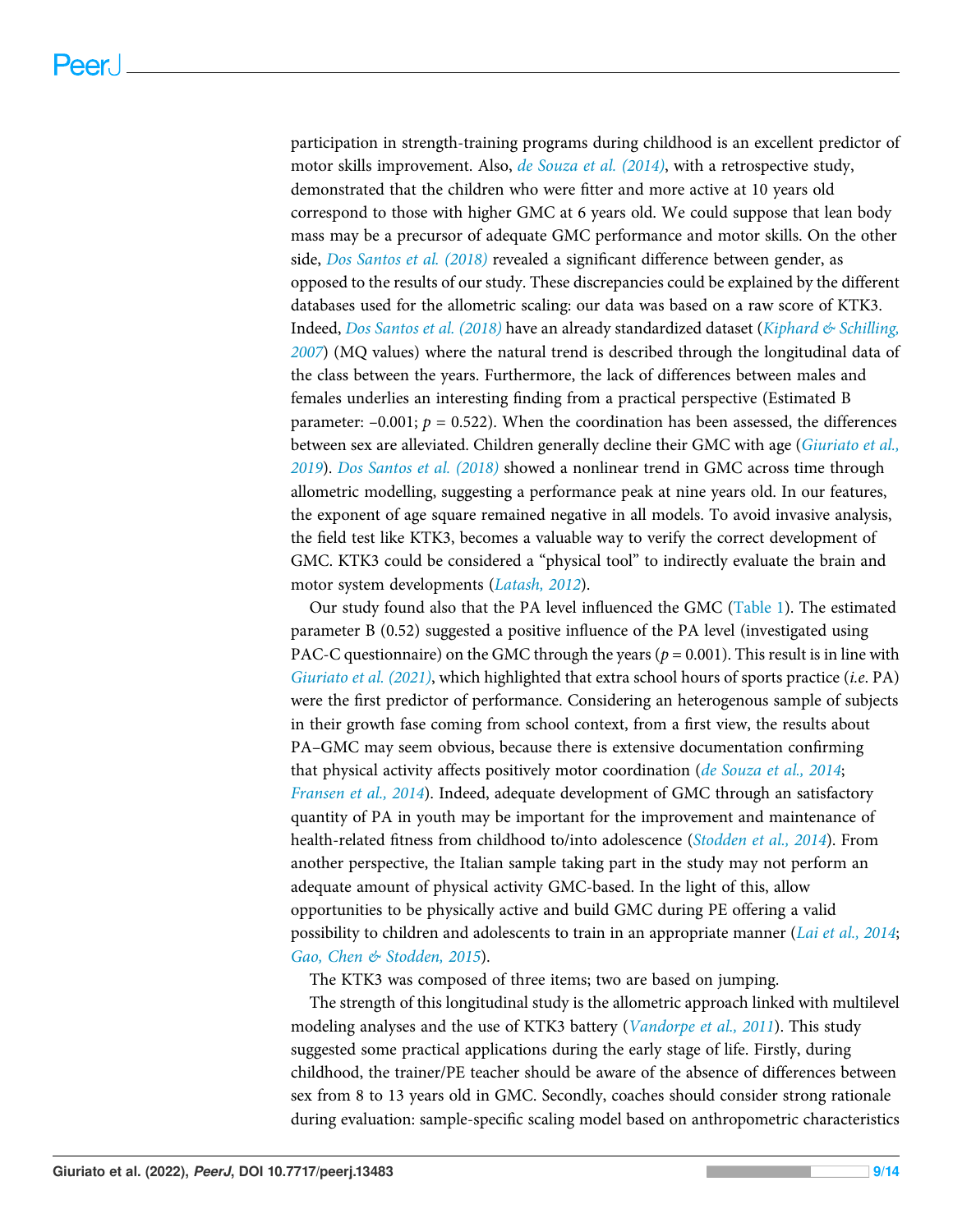participation in strength-training programs during childhood is an excellent predictor of motor skills improvement. Also, *de Souza et al. (2014)*, with a retrospective study, demonstrated that the children who were fitter and more active at 10 years old correspond to those with higher GMC at 6 years old. We could suppose that lean body mass may be a precursor of adequate GMC performance and motor skills. On the other side, *Dos Santos et al. (2018)* revealed a significant difference between gender, as opposed to the results of our study. These discrepancies could be explained by the different databases used for the allometric scaling: our data was based on a raw score of KTK3. Indeed, *Dos Santos et al. (2018)* have an already standardized dataset (*Kiphard & Schilling, 2007*) (MQ values) where the natural trend is described through the longitudinal data of the class between the years. Furthermore, the lack of differences between males and females underlies an interesting finding from a practical perspective (Estimated B parameter: –0.001; $p = 0.522$). When the coordination has been assessed, the differences between sex are alleviated. Children generally decline their GMC with age (*Giuriato et al., 2019*). *Dos Santos et al. (2018)* showed a nonlinear trend in GMC across time through allometric modelling, suggesting a performance peak at nine years old. In our features, the exponent of age square remained negative in all models. To avoid invasive analysis, the field test like KTK3, becomes a valuable way to verify the correct development of GMC. KTK3 could be considered a "physical tool" to indirectly evaluate the brain and motor system developments (*Latash, 2012*).

Our study found also that the PA level influenced the GMC (Table 1). The estimated parameter B (0.52) suggested a positive influence of the PA level (investigated using PAC-C questionnaire) on the GMC through the years ($p = 0.001$). This result is in line with *Giuriato et al. (2021)*, which highlighted that extra school hours of sports practice (*i.e.* PA) were the first predictor of performance. Considering an heterogenous sample of subjects in their growth fase coming from school context, from a first view, the results about PA–GMC may seem obvious, because there is extensive documentation confirming that physical activity affects positively motor coordination (*de Souza et al., 2014*; *Fransen et al., 2014*). Indeed, adequate development of GMC through an satisfactory quantity of PA in youth may be important for the improvement and maintenance of health-related fitness from childhood to/into adolescence (*Stodden et al., 2014*). From another perspective, the Italian sample taking part in the study may not perform an adequate amount of physical activity GMC-based. In the light of this, allow opportunities to be physically active and build GMC during PE offering a valid possibility to children and adolescents to train in an appropriate manner (*Lai et al., 2014*; *Gao, Chen & Stodden, 2015*).

The KTK3 was composed of three items; two are based on jumping.

The strength of this longitudinal study is the allometric approach linked with multilevel modeling analyses and the use of KTK3 battery (*Vandorpe et al., 2011*). This study suggested some practical applications during the early stage of life. Firstly, during childhood, the trainer/PE teacher should be aware of the absence of differences between sex from 8 to 13 years old in GMC. Secondly, coaches should consider strong rationale during evaluation: sample-specific scaling model based on anthropometric characteristics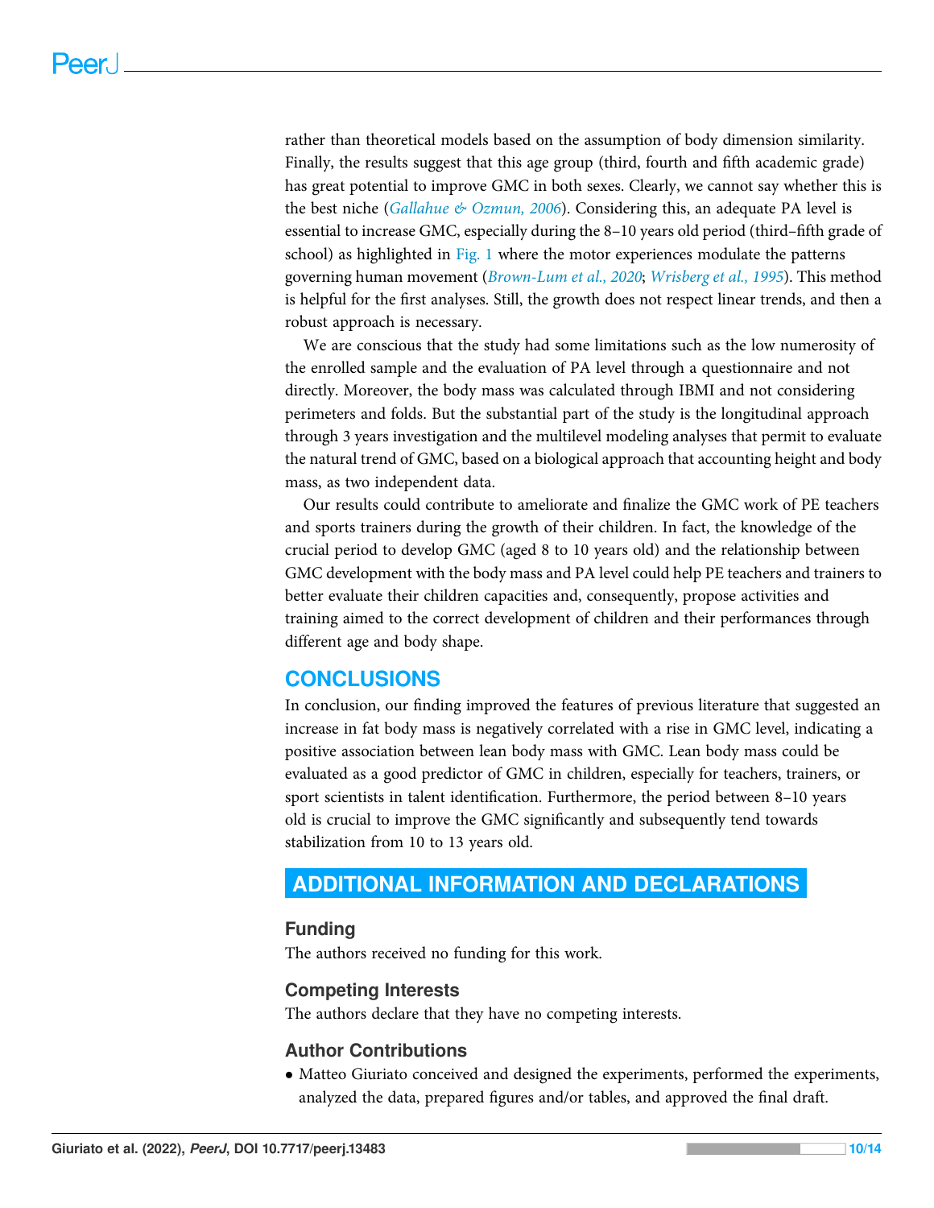rather than theoretical models based on the assumption of body dimension similarity. Finally, the results suggest that this age group (third, fourth and fifth academic grade) has great potential to improve GMC in both sexes. Clearly, we cannot say whether this is the best niche (*Gallahue & Ozmun, 2006*). Considering this, an adequate PA level is essential to increase GMC, especially during the 8–10 years old period (third–fifth grade of school) as highlighted in Fig. 1 where the motor experiences modulate the patterns governing human movement (*Brown-Lum et al., 2020*; *Wrisberg et al., 1995*). This method is helpful for the first analyses. Still, the growth does not respect linear trends, and then a robust approach is necessary.

We are conscious that the study had some limitations such as the low numerosity of the enrolled sample and the evaluation of PA level through a questionnaire and not directly. Moreover, the body mass was calculated through IBMI and not considering perimeters and folds. But the substantial part of the study is the longitudinal approach through 3 years investigation and the multilevel modeling analyses that permit to evaluate the natural trend of GMC, based on a biological approach that accounting height and body mass, as two independent data.

Our results could contribute to ameliorate and finalize the GMC work of PE teachers and sports trainers during the growth of their children. In fact, the knowledge of the crucial period to develop GMC (aged 8 to 10 years old) and the relationship between GMC development with the body mass and PA level could help PE teachers and trainers to better evaluate their children capacities and, consequently, propose activities and training aimed to the correct development of children and their performances through different age and body shape.

## CONCLUSIONS

In conclusion, our finding improved the features of previous literature that suggested an increase in fat body mass is negatively correlated with a rise in GMC level, indicating a positive association between lean body mass with GMC. Lean body mass could be evaluated as a good predictor of GMC in children, especially for teachers, trainers, or sport scientists in talent identification. Furthermore, the period between 8–10 years old is crucial to improve the GMC significantly and subsequently tend towards stabilization from 10 to 13 years old.

## ADDITIONAL INFORMATION AND DECLARATIONS

### Funding

The authors received no funding for this work.

### Competing Interests

The authors declare that they have no competing interests.

### Author Contributions

- Matteo Giuriato conceived and designed the experiments, performed the experiments, analyzed the data, prepared figures and/or tables, and approved the final draft.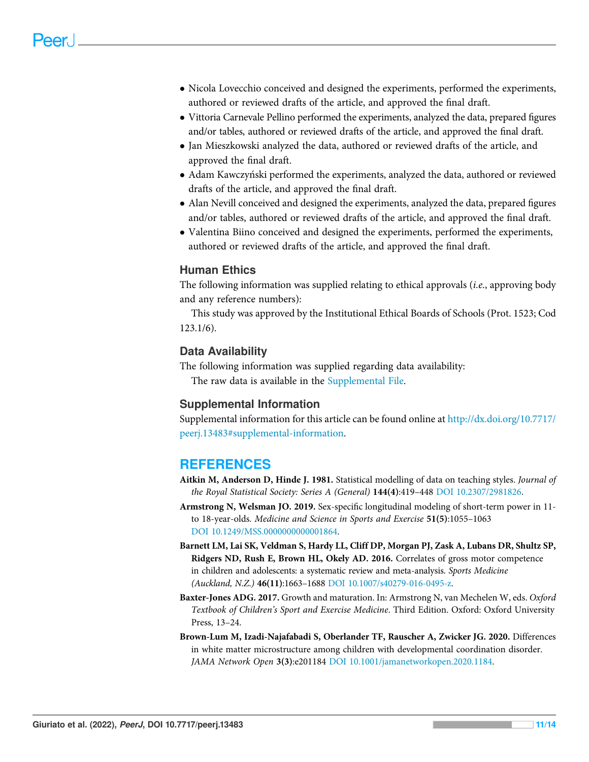- Nicola Lovecchio conceived and designed the experiments, performed the experiments, authored or reviewed drafts of the article, and approved the final draft.
- Vittoria Carnevale Pellino performed the experiments, analyzed the data, prepared figures and/or tables, authored or reviewed drafts of the article, and approved the final draft.
- Jan Mieszkowski analyzed the data, authored or reviewed drafts of the article, and approved the final draft.
- Adam Kawczyński performed the experiments, analyzed the data, authored or reviewed drafts of the article, and approved the final draft.
- Alan Nevill conceived and designed the experiments, analyzed the data, prepared figures and/or tables, authored or reviewed drafts of the article, and approved the final draft.
- Valentina Biino conceived and designed the experiments, performed the experiments, authored or reviewed drafts of the article, and approved the final draft.

### Human Ethics

The following information was supplied relating to ethical approvals (*i.e.*, approving body and any reference numbers):

This study was approved by the Institutional Ethical Boards of Schools (Prot. 1523; Cod 123.1/6).

### Data Availability

The following information was supplied regarding data availability:

The raw data is available in the Supplemental File.

### Supplemental Information

Supplemental information for this article can be found online at http://dx.doi.org/10.7717/peerj.13483#supplemental-information.

## REFERENCES

**Aitkin M, Anderson D, Hinde J. 1981.** Statistical modelling of data on teaching styles. *Journal of the Royal Statistical Society: Series A (General)* **144(4)**:419–448 DOI 10.2307/2981826.

**Armstrong N, Welsman JO. 2019.** Sex-specific longitudinal modeling of short-term power in 11- to 18-year-olds. *Medicine and Science in Sports and Exercise* **51(5)**:1055–1063 DOI 10.1249/MSS.0000000000001864.

**Barnett LM, Lai SK, Veldman S, Hardy LL, Cliff DP, Morgan PJ, Zask A, Lubans DR, Shultz SP, Ridgers ND, Rush E, Brown HL, Okely AD. 2016.** Correlates of gross motor competence in children and adolescents: a systematic review and meta-analysis. *Sports Medicine (Auckland, N.Z.)* **46(11)**:1663–1688 DOI 10.1007/s40279-016-0495-z.

**Baxter-Jones ADG. 2017.** Growth and maturation. In: Armstrong N, van Mechelen W, eds. *Oxford Textbook of Children's Sport and Exercise Medicine*. Third Edition. Oxford: Oxford University Press, 13–24.

**Brown-Lum M, Izadi-Najafabadi S, Oberlander TF, Rauscher A, Zwicker JG. 2020.** Differences in white matter microstructure among children with developmental coordination disorder. *JAMA Network Open* **3(3)**:e201184 DOI 10.1001/jamanetworkopen.2020.1184.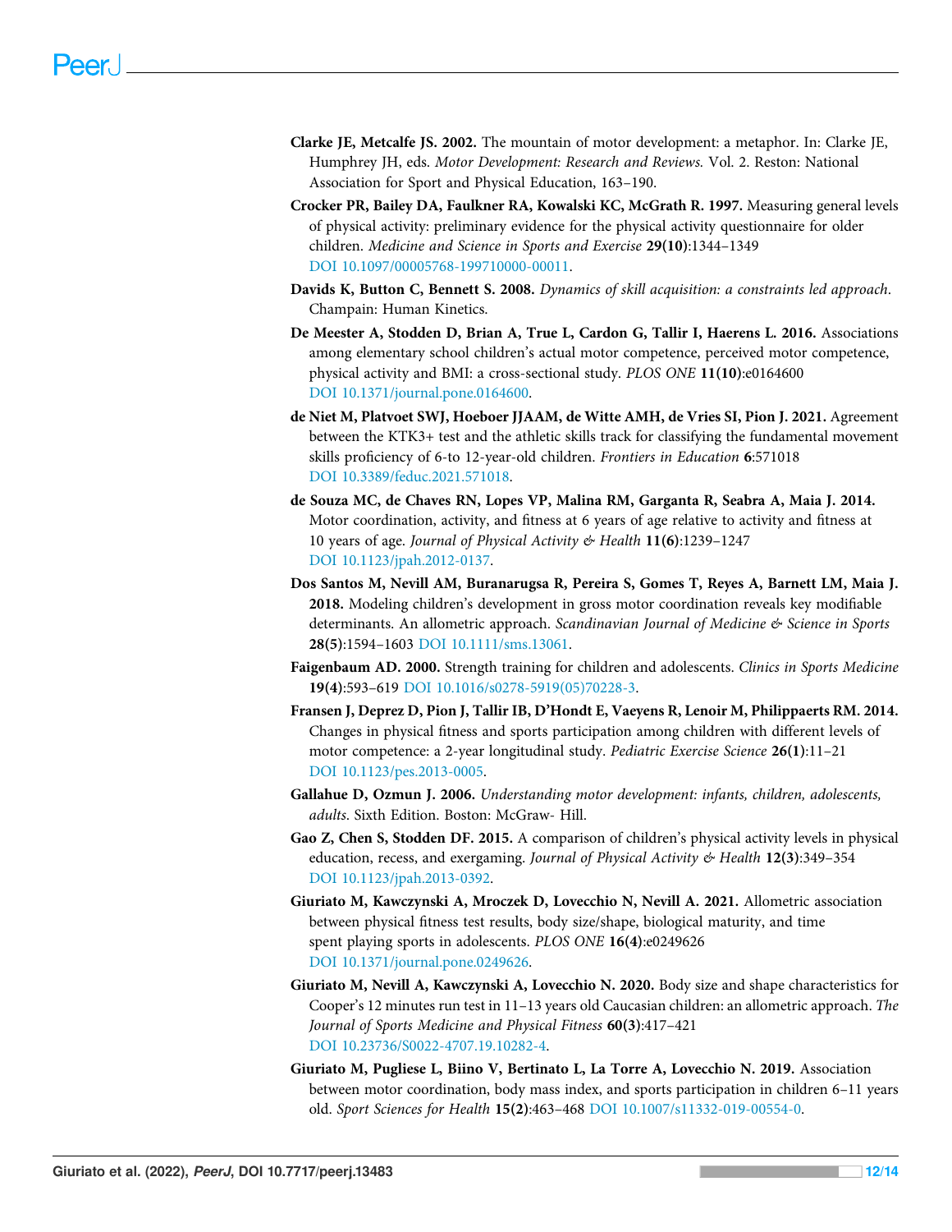**Clarke JE, Metcalfe JS. 2002.** The mountain of motor development: a metaphor. In: Clarke JE, Humphrey JH, eds. *Motor Development: Research and Reviews.* Vol. 2. Reston: National Association for Sport and Physical Education, 163–190.

**Crocker PR, Bailey DA, Faulkner RA, Kowalski KC, McGrath R. 1997.** Measuring general levels of physical activity: preliminary evidence for the physical activity questionnaire for older children. *Medicine and Science in Sports and Exercise* **29(10)**:1344–1349 DOI 10.1097/00005768-199710000-00011.

**Davids K, Button C, Bennett S. 2008.** *Dynamics of skill acquisition: a constraints led approach*. Champain: Human Kinetics.

**De Meester A, Stodden D, Brian A, True L, Cardon G, Tallir I, Haerens L. 2016.** Associations among elementary school children's actual motor competence, perceived motor competence, physical activity and BMI: a cross-sectional study. *PLOS ONE* **11(10)**:e0164600 DOI 10.1371/journal.pone.0164600.

**de Niet M, Platvoet SWJ, Hoeboer JJAAM, de Witte AMH, de Vries SI, Pion J. 2021.** Agreement between the KTK3+ test and the athletic skills track for classifying the fundamental movement skills proficiency of 6-to 12-year-old children. *Frontiers in Education* **6**:571018 DOI 10.3389/feduc.2021.571018.

**de Souza MC, de Chaves RN, Lopes VP, Malina RM, Garganta R, Seabra A, Maia J. 2014.** Motor coordination, activity, and fitness at 6 years of age relative to activity and fitness at 10 years of age. *Journal of Physical Activity & Health* **11(6)**:1239–1247 DOI 10.1123/jpah.2012-0137.

**Dos Santos M, Nevill AM, Buranarugsa R, Pereira S, Gomes T, Reyes A, Barnett LM, Maia J. 2018.** Modeling children's development in gross motor coordination reveals key modifiable determinants. An allometric approach. *Scandinavian Journal of Medicine & Science in Sports* **28(5)**:1594–1603 DOI 10.1111/sms.13061.

**Faigenbaum AD. 2000.** Strength training for children and adolescents. *Clinics in Sports Medicine* **19(4)**:593–619 DOI 10.1016/s0278-5919(05)70228-3.

**Fransen J, Deprez D, Pion J, Tallir IB, D'Hondt E, Vaeyens R, Lenoir M, Philippaerts RM. 2014.** Changes in physical fitness and sports participation among children with different levels of motor competence: a 2-year longitudinal study. *Pediatric Exercise Science* **26(1)**:11–21 DOI 10.1123/pes.2013-0005.

**Gallahue D, Ozmun J. 2006.** *Understanding motor development: infants, children, adolescents, adults*. Sixth Edition. Boston: McGraw- Hill.

**Gao Z, Chen S, Stodden DF. 2015.** A comparison of children's physical activity levels in physical education, recess, and exergaming. *Journal of Physical Activity & Health* **12(3)**:349–354 DOI 10.1123/jpah.2013-0392.

**Giuriato M, Kawczynski A, Mroczek D, Lovecchio N, Nevill A. 2021.** Allometric association between physical fitness test results, body size/shape, biological maturity, and time spent playing sports in adolescents. *PLOS ONE* **16(4)**:e0249626 DOI 10.1371/journal.pone.0249626.

**Giuriato M, Nevill A, Kawczynski A, Lovecchio N. 2020.** Body size and shape characteristics for Cooper's 12 minutes run test in 11–13 years old Caucasian children: an allometric approach. *The Journal of Sports Medicine and Physical Fitness* **60(3)**:417–421 DOI 10.23736/S0022-4707.19.10282-4.

**Giuriato M, Pugliese L, Biino V, Bertinato L, La Torre A, Lovecchio N. 2019.** Association between motor coordination, body mass index, and sports participation in children 6–11 years old. *Sport Sciences for Health* **15(2)**:463–468 DOI 10.1007/s11332-019-00554-0.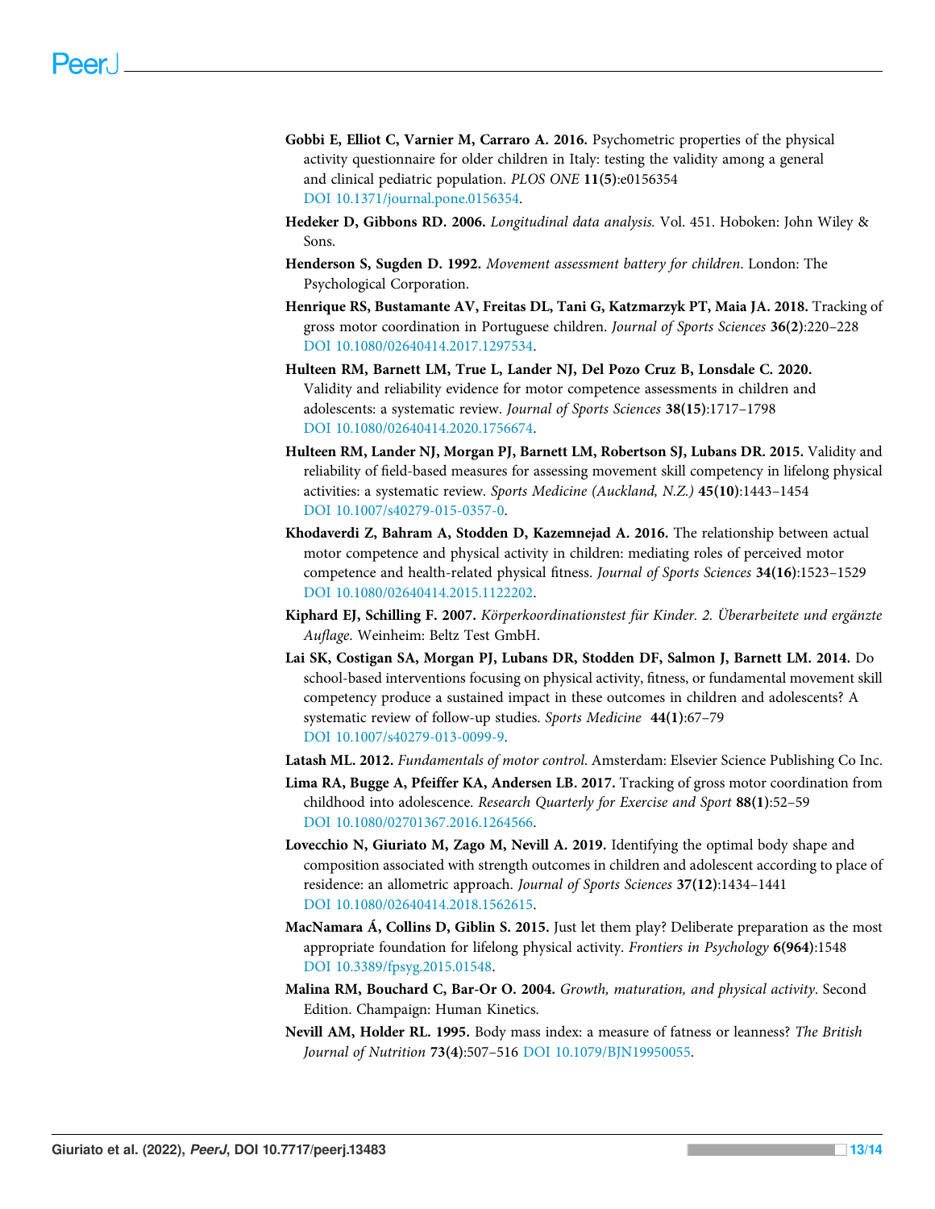**Gobbi E, Elliot C, Varnier M, Carraro A. 2016.** Psychometric properties of the physical activity questionnaire for older children in Italy: testing the validity among a general and clinical pediatric population. *PLOS ONE* **11(5)**:e0156354 DOI 10.1371/journal.pone.0156354.

**Hedeker D, Gibbons RD. 2006.** *Longitudinal data analysis.* Vol. 451. Hoboken: John Wiley & Sons.

**Henderson S, Sugden D. 1992.** *Movement assessment battery for children*. London: The Psychological Corporation.

**Henrique RS, Bustamante AV, Freitas DL, Tani G, Katzmarzyk PT, Maia JA. 2018.** Tracking of gross motor coordination in Portuguese children. *Journal of Sports Sciences* **36(2)**:220–228 DOI 10.1080/02640414.2017.1297534.

**Hulteen RM, Barnett LM, True L, Lander NJ, Del Pozo Cruz B, Lonsdale C. 2020.** Validity and reliability evidence for motor competence assessments in children and adolescents: a systematic review. *Journal of Sports Sciences* **38(15)**:1717–1798 DOI 10.1080/02640414.2020.1756674.

**Hulteen RM, Lander NJ, Morgan PJ, Barnett LM, Robertson SJ, Lubans DR. 2015.** Validity and reliability of field-based measures for assessing movement skill competency in lifelong physical activities: a systematic review. *Sports Medicine (Auckland, N.Z.)* **45(10)**:1443–1454 DOI 10.1007/s40279-015-0357-0.

**Khodaverdi Z, Bahram A, Stodden D, Kazemnejad A. 2016.** The relationship between actual motor competence and physical activity in children: mediating roles of perceived motor competence and health-related physical fitness. *Journal of Sports Sciences* **34(16)**:1523–1529 DOI 10.1080/02640414.2015.1122202.

**Kiphard EJ, Schilling F. 2007.** *Körperkoordinationstest für Kinder. 2. Überarbeitete und ergänzte Auflage*. Weinheim: Beltz Test GmbH.

**Lai SK, Costigan SA, Morgan PJ, Lubans DR, Stodden DF, Salmon J, Barnett LM. 2014.** Do school-based interventions focusing on physical activity, fitness, or fundamental movement skill competency produce a sustained impact in these outcomes in children and adolescents? A systematic review of follow-up studies. *Sports Medicine* **44(1)**:67–79 DOI 10.1007/s40279-013-0099-9.

**Latash ML. 2012.** *Fundamentals of motor control*. Amsterdam: Elsevier Science Publishing Co Inc.

**Lima RA, Bugge A, Pfeiffer KA, Andersen LB. 2017.** Tracking of gross motor coordination from childhood into adolescence. *Research Quarterly for Exercise and Sport* **88(1)**:52–59 DOI 10.1080/02701367.2016.1264566.

**Lovecchio N, Giuriato M, Zago M, Nevill A. 2019.** Identifying the optimal body shape and composition associated with strength outcomes in children and adolescent according to place of residence: an allometric approach. *Journal of Sports Sciences* **37(12)**:1434–1441 DOI 10.1080/02640414.2018.1562615.

**MacNamara Á, Collins D, Giblin S. 2015.** Just let them play? Deliberate preparation as the most appropriate foundation for lifelong physical activity. *Frontiers in Psychology* **6(964)**:1548 DOI 10.3389/fpsyg.2015.01548.

**Malina RM, Bouchard C, Bar-Or O. 2004.** *Growth, maturation, and physical activity*. Second Edition. Champaign: Human Kinetics.

**Nevill AM, Holder RL. 1995.** Body mass index: a measure of fatness or leanness? *The British Journal of Nutrition* **73(4)**:507–516 DOI 10.1079/BJN19950055.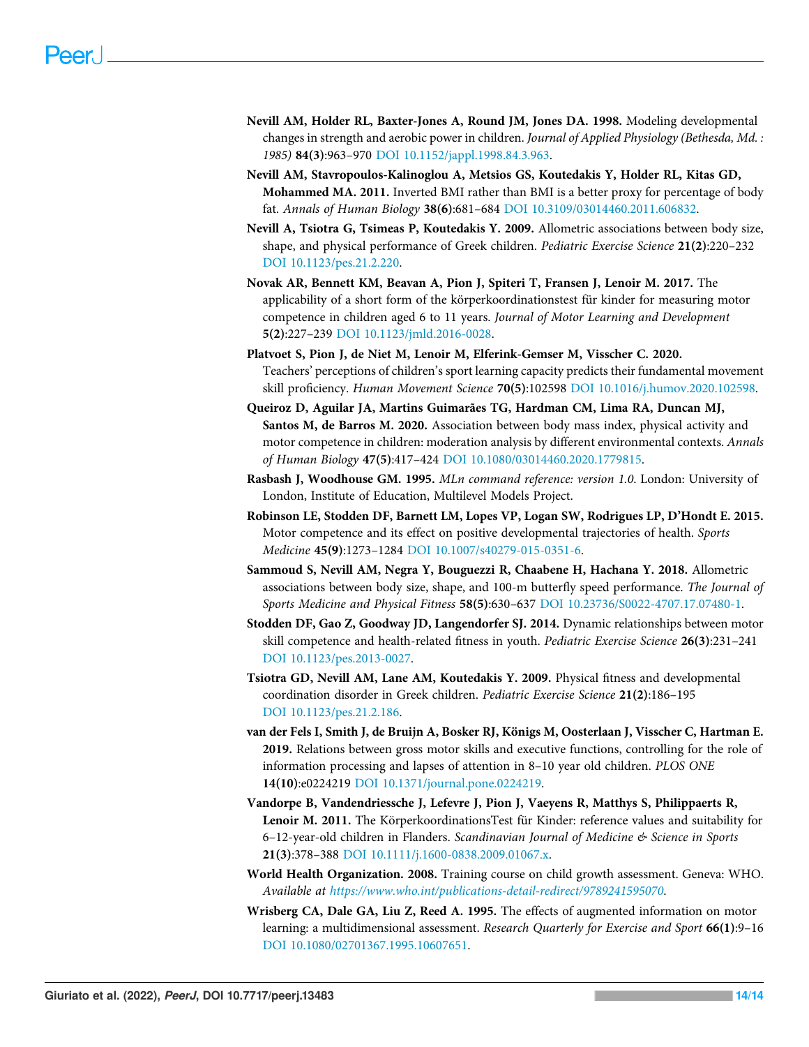**Nevill AM, Holder RL, Baxter-Jones A, Round JM, Jones DA. 1998.** Modeling developmental changes in strength and aerobic power in children. *Journal of Applied Physiology (Bethesda, Md. : 1985)* **84(3)**:963–970 DOI 10.1152/jappl.1998.84.3.963.

**Nevill AM, Stavropoulos-Kalinoglou A, Metsios GS, Koutedakis Y, Holder RL, Kitas GD, Mohammed MA. 2011.** Inverted BMI rather than BMI is a better proxy for percentage of body fat. *Annals of Human Biology* **38(6)**:681–684 DOI 10.3109/03014460.2011.606832.

**Nevill A, Tsiotra G, Tsimeas P, Koutedakis Y. 2009.** Allometric associations between body size, shape, and physical performance of Greek children. *Pediatric Exercise Science* **21(2)**:220–232 DOI 10.1123/pes.21.2.220.

**Novak AR, Bennett KM, Beavan A, Pion J, Spiteri T, Fransen J, Lenoir M. 2017.** The applicability of a short form of the körperkoordinationstest für kinder for measuring motor competence in children aged 6 to 11 years. *Journal of Motor Learning and Development* **5(2)**:227–239 DOI 10.1123/jmld.2016-0028.

**Platvoet S, Pion J, de Niet M, Lenoir M, Elferink-Gemser M, Visscher C. 2020.** Teachers' perceptions of children's sport learning capacity predicts their fundamental movement skill proficiency. *Human Movement Science* **70(5)**:102598 DOI 10.1016/j.humov.2020.102598.

**Queiroz D, Aguilar JA, Martins Guimarães TG, Hardman CM, Lima RA, Duncan MJ, Santos M, de Barros M. 2020.** Association between body mass index, physical activity and motor competence in children: moderation analysis by different environmental contexts. *Annals of Human Biology* **47(5)**:417–424 DOI 10.1080/03014460.2020.1779815.

**Rasbash J, Woodhouse GM. 1995.** *MLn command reference: version 1.0*. London: University of London, Institute of Education, Multilevel Models Project.

**Robinson LE, Stodden DF, Barnett LM, Lopes VP, Logan SW, Rodrigues LP, D'Hondt E. 2015.** Motor competence and its effect on positive developmental trajectories of health. *Sports Medicine* **45(9)**:1273–1284 DOI 10.1007/s40279-015-0351-6.

**Sammoud S, Nevill AM, Negra Y, Bouguezzi R, Chaabene H, Hachana Y. 2018.** Allometric associations between body size, shape, and 100-m butterfly speed performance. *The Journal of Sports Medicine and Physical Fitness* **58(5)**:630–637 DOI 10.23736/S0022-4707.17.07480-1.

**Stodden DF, Gao Z, Goodway JD, Langendorfer SJ. 2014.** Dynamic relationships between motor skill competence and health-related fitness in youth. *Pediatric Exercise Science* **26(3)**:231–241 DOI 10.1123/pes.2013-0027.

**Tsiotra GD, Nevill AM, Lane AM, Koutedakis Y. 2009.** Physical fitness and developmental coordination disorder in Greek children. *Pediatric Exercise Science* **21(2)**:186–195 DOI 10.1123/pes.21.2.186.

**van der Fels I, Smith J, de Bruijn A, Bosker RJ, Königs M, Oosterlaan J, Visscher C, Hartman E. 2019.** Relations between gross motor skills and executive functions, controlling for the role of information processing and lapses of attention in 8–10 year old children. *PLOS ONE* **14(10)**:e0224219 DOI 10.1371/journal.pone.0224219.

**Vandorpe B, Vandendriessche J, Lefevre J, Pion J, Vaeyens R, Matthys S, Philippaerts R, Lenoir M. 2011.** The KörperkoordinationsTest für Kinder: reference values and suitability for 6–12-year-old children in Flanders. *Scandinavian Journal of Medicine & Science in Sports* **21(3)**:378–388 DOI 10.1111/j.1600-0838.2009.01067.x.

**World Health Organization. 2008.** Training course on child growth assessment. Geneva: WHO. *Available at https://www.who.int/publications-detail-redirect/9789241595070*.

**Wrisberg CA, Dale GA, Liu Z, Reed A. 1995.** The effects of augmented information on motor learning: a multidimensional assessment. *Research Quarterly for Exercise and Sport* **66(1)**:9–16 DOI 10.1080/02701367.1995.10607651.